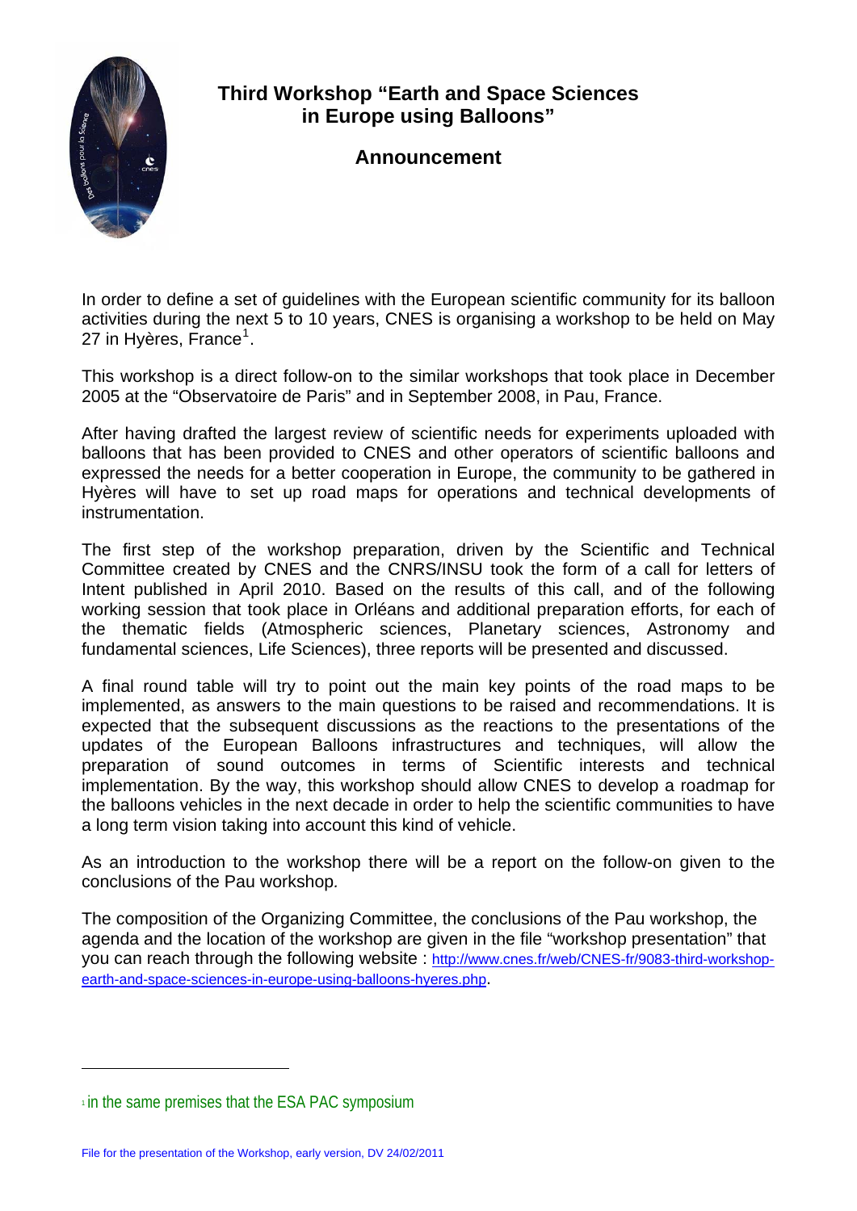# Third Workshop "Earth and Space Sciences in Europe using Balloons"

## Announcement

In order to define a set of guidelines with the European scientific community for its balloon activities during the next 5 to 10 years, CNES is organising a workshop to be held on May 27 in Hyères, France[1].

This workshop is a direct follow-on to the similar workshops that took place in December 2005 at the "Observatoire de Paris" and in September 2008, in Pau, France.

After having drafted the largest review of scientific needs for experiments uploaded with balloons that has been provided to CNES and other operators of scientific balloons and expressed the needs for a better cooperation in Europe, the community to be gathered in Hyères will have to set up road maps for operations and technical developments of instrumentation.

The first step of the workshop preparation, driven by the Scientific and Technical Committee created by CNES and the CNRS/INSU took the form of a call for letters of Intent published in April 2010. Based on the results of this call, and of the following working session that took place in Orléans and additional preparation efforts, for each of the thematic fields (Atmospheric sciences, Planetary sciences, Astronomy and fundamental sciences, Life Sciences), three reports will be presented and discussed.

A final round table will try to point out the main key points of the road maps to be implemented, as answers to the main questions to be raised and recommendations. It is expected that the subsequent discussions as the reactions to the presentations of the updates of the European Balloons infrastructures and techniques, will allow the preparation of sound outcomes in terms of Scientific interests and technical implementation. By the way, this workshop should allow CNES to develop a roadmap for the balloons vehicles in the next decade in order to help the scientific communities to have a long term vision taking into account this kind of vehicle.

As an introduction to the workshop there will be a report on the follow-on given to the conclusions of the Pau workshop.

The composition of the Organizing Committee, the conclusions of the Pau workshop, the agenda and the location of the workshop are given in the file "workshop presentation" that you can reach through the following website : http://www.cnes.fr/web/CNES-fr/9083-third-workshop-earth-and-space-sciences-in-europe-using-balloons-hyeres.php.

[1] in the same premises that the ESA PAC symposium

File for the presentation of the Workshop, early version, DV 24/02/2011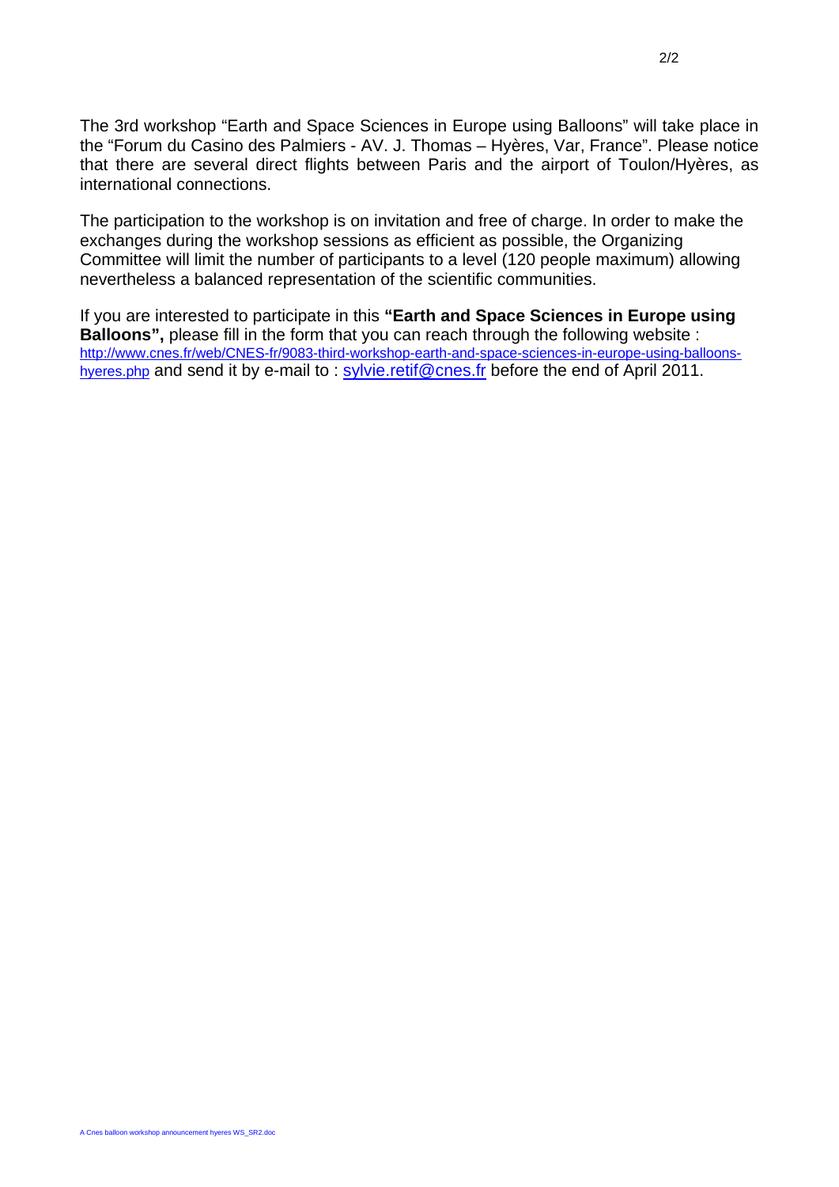The 3rd workshop "Earth and Space Sciences in Europe using Balloons" will take place in the "Forum du Casino des Palmiers - AV. J. Thomas – Hyères, Var, France". Please notice that there are several direct flights between Paris and the airport of Toulon/Hyères, as international connections.

The participation to the workshop is on invitation and free of charge. In order to make the exchanges during the workshop sessions as efficient as possible, the Organizing Committee will limit the number of participants to a level (120 people maximum) allowing nevertheless a balanced representation of the scientific communities.

If you are interested to participate in this **"Earth and Space Sciences in Europe using Balloons",** please fill in the form that you can reach through the following website : http://www.cnes.fr/web/CNES-fr/9083-third-workshop-earth-and-space-sciences-in-europe-using-balloons-hyeres.php and send it by e-mail to : sylvie.retif@cnes.fr before the end of April 2011.